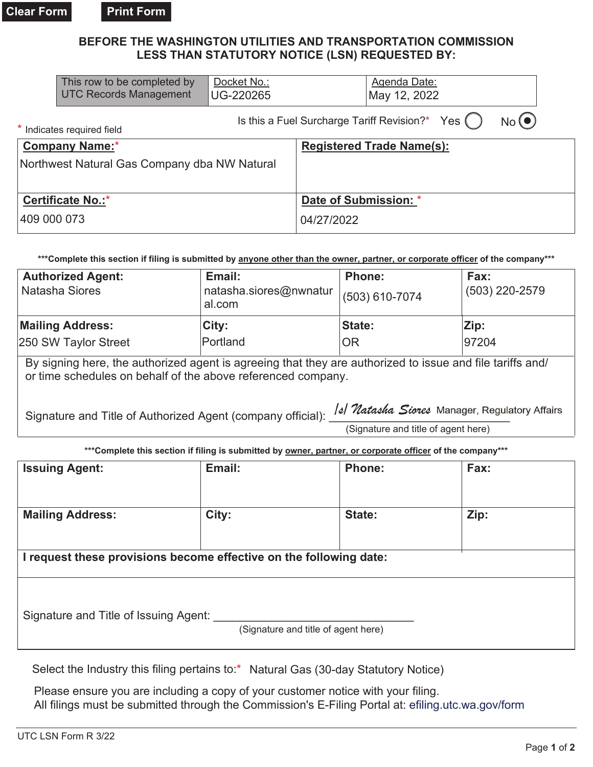Clear Form Print Form

**BEFORE THE WASHINGTON UTILITIES AND TRANSPORTATION COMMISSION**
**LESS THAN STATUTORY NOTICE (LSN) REQUESTED BY:**

| This row to be completed by UTC Records Management | Docket No.: | Agenda Date: |
|---|---|---|
| | UG-220265 | May 12, 2022 |

Is this a Fuel Surcharge Tariff Revision?* Yes ○ No ◉

\* Indicates required field

| **Company Name:*** | **Registered Trade Name(s):** |
|---|---|
| Northwest Natural Gas Company dba NW Natural | |
| **Certificate No.:*** | **Date of Submission:*** |
| 409 000 073 | 04/27/2022 |

***Complete this section if filing is submitted by anyone other than the owner, partner, or corporate officer of the company***

| **Authorized Agent:** | **Email:** | **Phone:** | **Fax:** |
|---|---|---|---|
| Natasha Siores | natasha.siores@nwnatural.com | (503) 610-7074 | (503) 220-2579 |
| **Mailing Address:** | **City:** | **State:** | **Zip:** |
| 250 SW Taylor Street | Portland | OR | 97204 |

By signing here, the authorized agent is agreeing that they are authorized to issue and file tariffs and/ or time schedules on behalf of the above referenced company.

Signature and Title of Authorized Agent (company official): /s/ Natasha Siores Manager, Regulatory Affairs
(Signature and title of agent here)

***Complete this section if filing is submitted by owner, partner, or corporate officer of the company***

| **Issuing Agent:** | **Email:** | **Phone:** | **Fax:** |
|---|---|---|---|
| | | | |
| **Mailing Address:** | **City:** | **State:** | **Zip:** |
| | | | |

**I request these provisions become effective on the following date:**

Signature and Title of Issuing Agent: ______________________________
(Signature and title of agent here)

Select the Industry this filing pertains to:* Natural Gas (30-day Statutory Notice)

Please ensure you are including a copy of your customer notice with your filing.
All filings must be submitted through the Commission's E-Filing Portal at: efiling.utc.wa.gov/form

UTC LSN Form R 3/22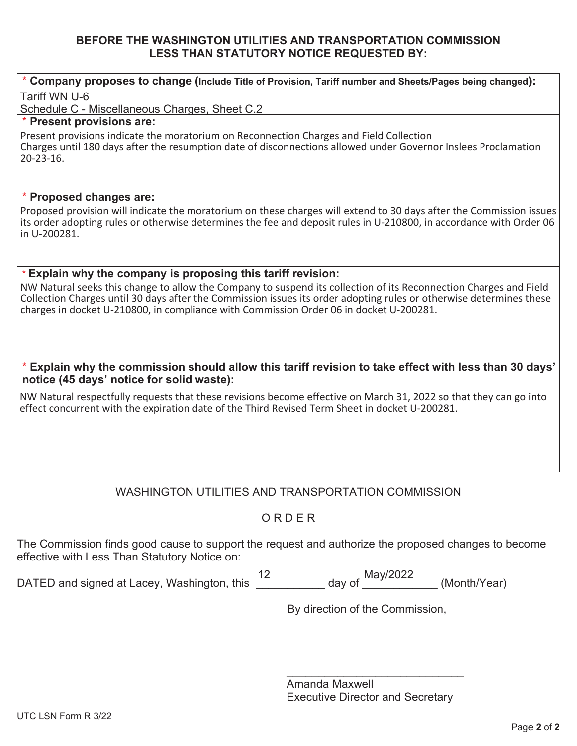**BEFORE THE WASHINGTON UTILITIES AND TRANSPORTATION COMMISSION**
**LESS THAN STATUTORY NOTICE REQUESTED BY:**

\* **Company proposes to change (Include Title of Provision, Tariff number and Sheets/Pages being changed):**

Tariff WN U-6
Schedule C - Miscellaneous Charges, Sheet C.2

\* **Present provisions are:**

Present provisions indicate the moratorium on Reconnection Charges and Field Collection Charges until 180 days after the resumption date of disconnections allowed under Governor Inslees Proclamation 20-23-16.

\* **Proposed changes are:**

Proposed provision will indicate the moratorium on these charges will extend to 30 days after the Commission issues its order adopting rules or otherwise determines the fee and deposit rules in U-210800, in accordance with Order 06 in U-200281.

\* **Explain why the company is proposing this tariff revision:**

NW Natural seeks this change to allow the Company to suspend its collection of its Reconnection Charges and Field Collection Charges until 30 days after the Commission issues its order adopting rules or otherwise determines these charges in docket U-210800, in compliance with Commission Order 06 in docket U-200281.

\* **Explain why the commission should allow this tariff revision to take effect with less than 30 days' notice (45 days' notice for solid waste):**

NW Natural respectfully requests that these revisions become effective on March 31, 2022 so that they can go into effect concurrent with the expiration date of the Third Revised Term Sheet in docket U-200281.

WASHINGTON UTILITIES AND TRANSPORTATION COMMISSION

ORDER

The Commission finds good cause to support the request and authorize the proposed changes to become effective with Less Than Statutory Notice on:

DATED and signed at Lacey, Washington, this 12 day of May/2022 (Month/Year)

By direction of the Commission,

Amanda Maxwell
Executive Director and Secretary

UTC LSN Form R 3/22